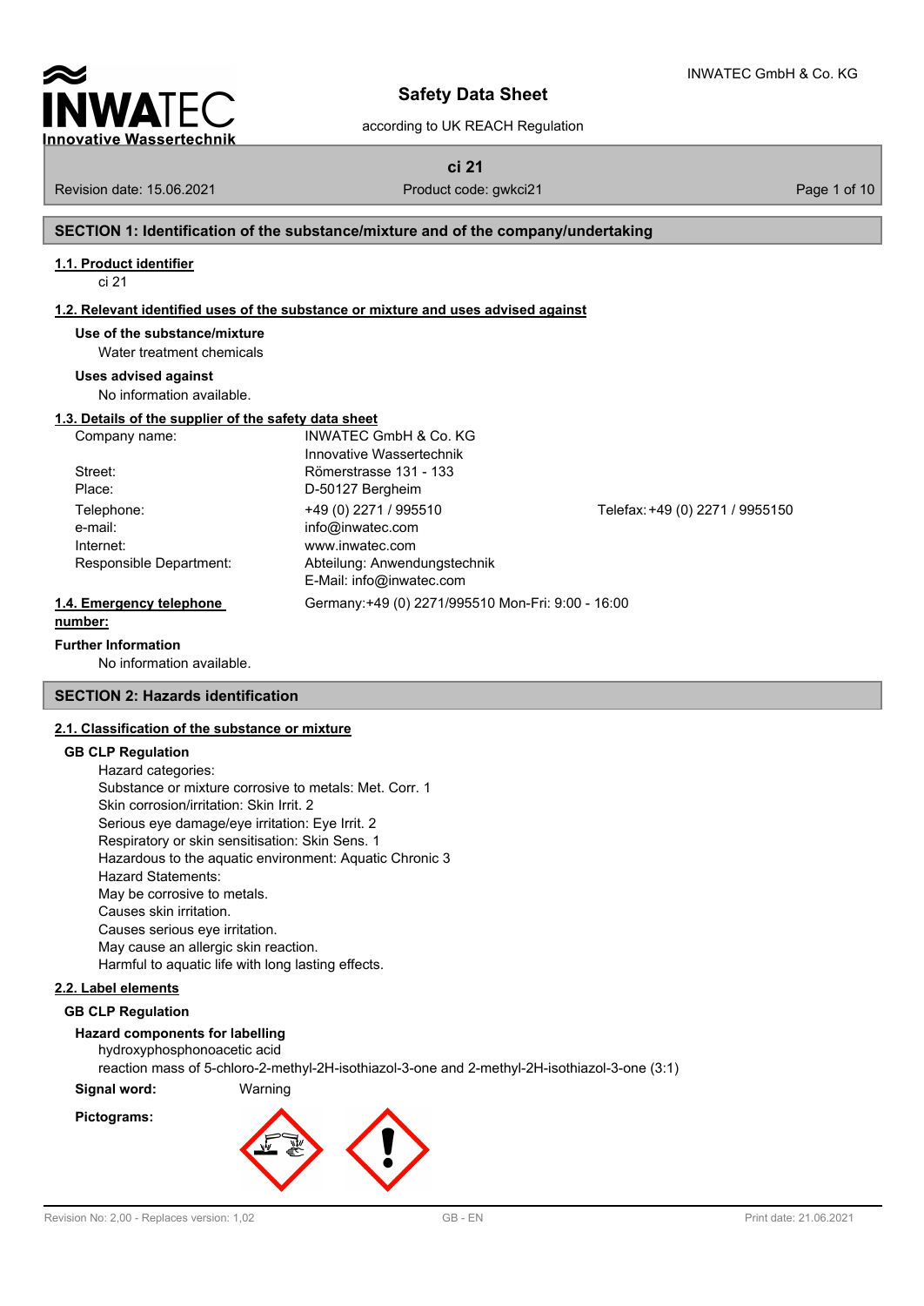# Safety Data Sheet

according to UK REACH Regulation

**ci 21**

Revision date: 15.06.2021 Product code: gwkci21

## SECTION 1: Identification of the substance/mixture and of the company/undertaking

### 1.1. Product identifier

ci 21

### 1.2. Relevant identified uses of the substance or mixture and uses advised against

**Use of the substance/mixture**

Water treatment chemicals

**Uses advised against**

No information available.

### 1.3. Details of the supplier of the safety data sheet

| | | |
|---|---|---|
| Company name: | INWATEC GmbH & Co. KG<br>Innovative Wassertechnik | |
| Street: | Römerstrasse 131 - 133 | |
| Place: | D-50127 Bergheim | |
| Telephone: | +49 (0) 2271 / 995510 | Telefax: +49 (0) 2271 / 9955150 |
| e-mail: | info@inwatec.com | |
| Internet: | www.inwatec.com | |
| Responsible Department: | Abteilung: Anwendungstechnik<br>E-Mail: info@inwatec.com | |

### 1.4. Emergency telephone number:

Germany:+49 (0) 2271/995510 Mon-Fri: 9:00 - 16:00

**Further Information**

No information available.

## SECTION 2: Hazards identification

### 2.1. Classification of the substance or mixture

**GB CLP Regulation**

Hazard categories:
Substance or mixture corrosive to metals: Met. Corr. 1
Skin corrosion/irritation: Skin Irrit. 2
Serious eye damage/eye irritation: Eye Irrit. 2
Respiratory or skin sensitisation: Skin Sens. 1
Hazardous to the aquatic environment: Aquatic Chronic 3
Hazard Statements:
May be corrosive to metals.
Causes skin irritation.
Causes serious eye irritation.
May cause an allergic skin reaction.
Harmful to aquatic life with long lasting effects.

### 2.2. Label elements

**GB CLP Regulation**

**Hazard components for labelling**

hydroxyphosphonoacetic acid
reaction mass of 5-chloro-2-methyl-2H-isothiazol-3-one and 2-methyl-2H-isothiazol-3-one (3:1)

**Signal word:** Warning

**Pictograms:**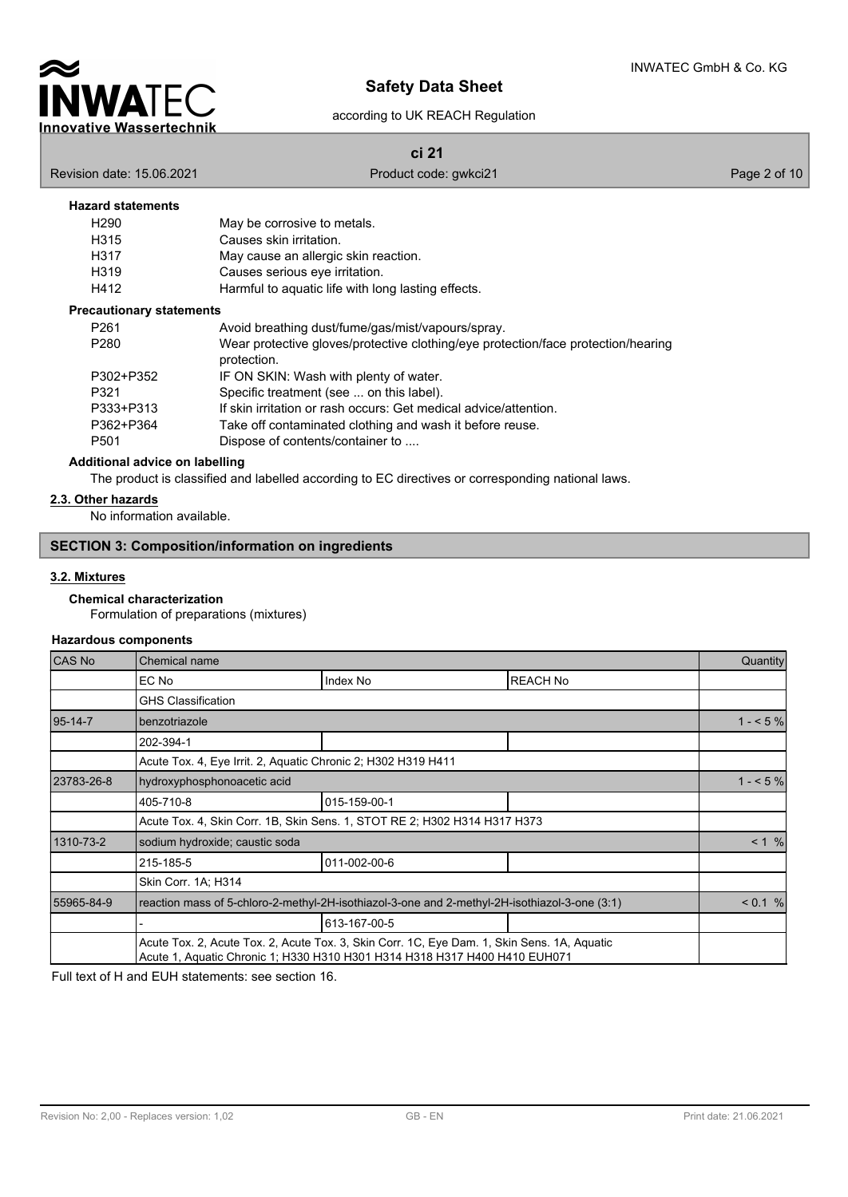**Hazard statements**

| | |
|---|---|
| H290 | May be corrosive to metals. |
| H315 | Causes skin irritation. |
| H317 | May cause an allergic skin reaction. |
| H319 | Causes serious eye irritation. |
| H412 | Harmful to aquatic life with long lasting effects. |

**Precautionary statements**

| | |
|---|---|
| P261 | Avoid breathing dust/fume/gas/mist/vapours/spray. |
| P280 | Wear protective gloves/protective clothing/eye protection/face protection/hearing protection. |
| P302+P352 | IF ON SKIN: Wash with plenty of water. |
| P321 | Specific treatment (see ... on this label). |
| P333+P313 | If skin irritation or rash occurs: Get medical advice/attention. |
| P362+P364 | Take off contaminated clothing and wash it before reuse. |
| P501 | Dispose of contents/container to .... |

**Additional advice on labelling**

The product is classified and labelled according to EC directives or corresponding national laws.

### 2.3. Other hazards

No information available.

## SECTION 3: Composition/information on ingredients

### 3.2. Mixtures

**Chemical characterization**

Formulation of preparations (mixtures)

**Hazardous components**

| CAS No | Chemical name | | | Quantity |
|---|---|---|---|---|
| | EC No | Index No | REACH No | |
| | GHS Classification | | | |
| 95-14-7 | benzotriazole | | | 1 - < 5 % |
| | 202-394-1 | | | |
| | Acute Tox. 4, Eye Irrit. 2, Aquatic Chronic 2; H302 H319 H411 | | | |
| 23783-26-8 | hydroxyphosphonoacetic acid | | | 1 - < 5 % |
| | 405-710-8 | 015-159-00-1 | | |
| | Acute Tox. 4, Skin Corr. 1B, Skin Sens. 1, STOT RE 2; H302 H314 H317 H373 | | | |
| 1310-73-2 | sodium hydroxide; caustic soda | | | < 1 % |
| | 215-185-5 | 011-002-00-6 | | |
| | Skin Corr. 1A; H314 | | | |
| 55965-84-9 | reaction mass of 5-chloro-2-methyl-2H-isothiazol-3-one and 2-methyl-2H-isothiazol-3-one (3:1) | | | < 0.1 % |
| | - | 613-167-00-5 | | |
| | Acute Tox. 2, Acute Tox. 2, Acute Tox. 3, Skin Corr. 1C, Eye Dam. 1, Skin Sens. 1A, Aquatic Acute 1, Aquatic Chronic 1; H330 H310 H301 H314 H318 H317 H400 H410 EUH071 | | | |

Full text of H and EUH statements: see section 16.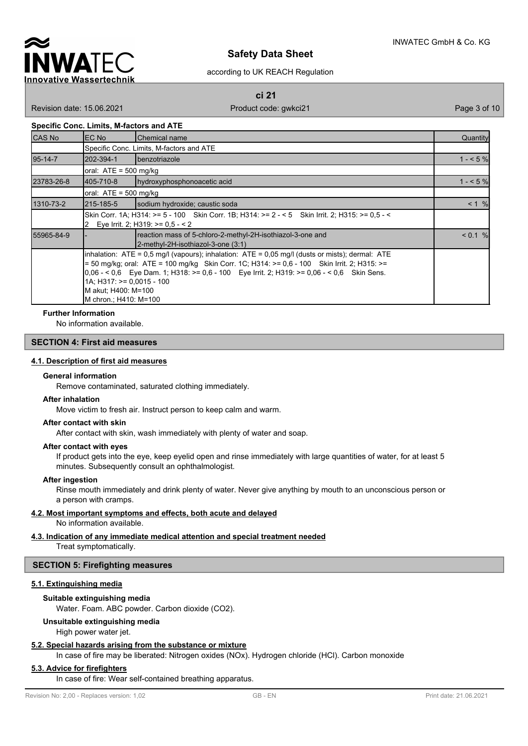**Specific Conc. Limits, M-factors and ATE**

| CAS No | EC No | Chemical name | Quantity |
|---|---|---|---|
| | Specific Conc. Limits, M-factors and ATE | | |
| 95-14-7 | 202-394-1 | benzotriazole | 1 - < 5 % |
| | oral: ATE = 500 mg/kg | | |
| 23783-26-8 | 405-710-8 | hydroxyphosphonoacetic acid | 1 - < 5 % |
| | oral: ATE = 500 mg/kg | | |
| 1310-73-2 | 215-185-5 | sodium hydroxide; caustic soda | < 1 % |
| | Skin Corr. 1A; H314: >= 5 - 100 Skin Corr. 1B; H314: >= 2 - < 5 Skin Irrit. 2; H315: >= 0,5 - < 2 Eye Irrit. 2; H319: >= 0,5 - < 2 | | |
| 55965-84-9 | - | reaction mass of 5-chloro-2-methyl-2H-isothiazol-3-one and 2-methyl-2H-isothiazol-3-one (3:1) | < 0.1 % |
| | inhalation: ATE = 0,5 mg/l (vapours); inhalation: ATE = 0,05 mg/l (dusts or mists); dermal: ATE = 50 mg/kg; oral: ATE = 100 mg/kg Skin Corr. 1C; H314: >= 0,6 - 100 Skin Irrit. 2; H315: >= 0,06 - < 0,6 Eye Dam. 1; H318: >= 0,6 - 100 Eye Irrit. 2; H319: >= 0,06 - < 0,6 Skin Sens. 1A; H317: >= 0,0015 - 100 M akut; H400: M=100 M chron.; H410: M=100 | | |

**Further Information**

No information available.

## SECTION 4: First aid measures

### 4.1. Description of first aid measures

**General information**

Remove contaminated, saturated clothing immediately.

**After inhalation**

Move victim to fresh air. Instruct person to keep calm and warm.

**After contact with skin**

After contact with skin, wash immediately with plenty of water and soap.

**After contact with eyes**

If product gets into the eye, keep eyelid open and rinse immediately with large quantities of water, for at least 5 minutes. Subsequently consult an ophthalmologist.

**After ingestion**

Rinse mouth immediately and drink plenty of water. Never give anything by mouth to an unconscious person or a person with cramps.

### 4.2. Most important symptoms and effects, both acute and delayed

No information available.

### 4.3. Indication of any immediate medical attention and special treatment needed

Treat symptomatically.

## SECTION 5: Firefighting measures

### 5.1. Extinguishing media

**Suitable extinguishing media**

Water. Foam. ABC powder. Carbon dioxide ($CO_2$).

**Unsuitable extinguishing media**

High power water jet.

### 5.2. Special hazards arising from the substance or mixture

In case of fire may be liberated: Nitrogen oxides ($NO_x$). Hydrogen chloride (HCl). Carbon monoxide

### 5.3. Advice for firefighters

In case of fire: Wear self-contained breathing apparatus.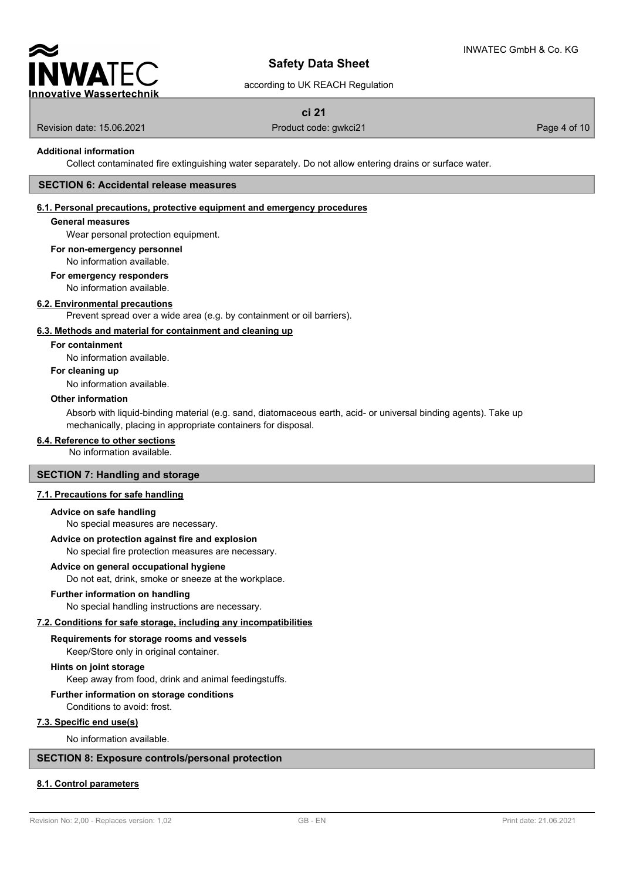**Additional information**

Collect contaminated fire extinguishing water separately. Do not allow entering drains or surface water.

## SECTION 6: Accidental release measures

### 6.1. Personal precautions, protective equipment and emergency procedures

**General measures**

Wear personal protection equipment.

**For non-emergency personnel**

No information available.

**For emergency responders**

No information available.

### 6.2. Environmental precautions

Prevent spread over a wide area (e.g. by containment or oil barriers).

### 6.3. Methods and material for containment and cleaning up

**For containment**

No information available.

**For cleaning up**

No information available.

**Other information**

Absorb with liquid-binding material (e.g. sand, diatomaceous earth, acid- or universal binding agents). Take up mechanically, placing in appropriate containers for disposal.

### 6.4. Reference to other sections

No information available.

## SECTION 7: Handling and storage

### 7.1. Precautions for safe handling

**Advice on safe handling**

No special measures are necessary.

**Advice on protection against fire and explosion**

No special fire protection measures are necessary.

**Advice on general occupational hygiene**

Do not eat, drink, smoke or sneeze at the workplace.

**Further information on handling**

No special handling instructions are necessary.

### 7.2. Conditions for safe storage, including any incompatibilities

**Requirements for storage rooms and vessels**

Keep/Store only in original container.

**Hints on joint storage**

Keep away from food, drink and animal feedingstuffs.

**Further information on storage conditions**

Conditions to avoid: frost.

### 7.3. Specific end use(s)

No information available.

## SECTION 8: Exposure controls/personal protection

### 8.1. Control parameters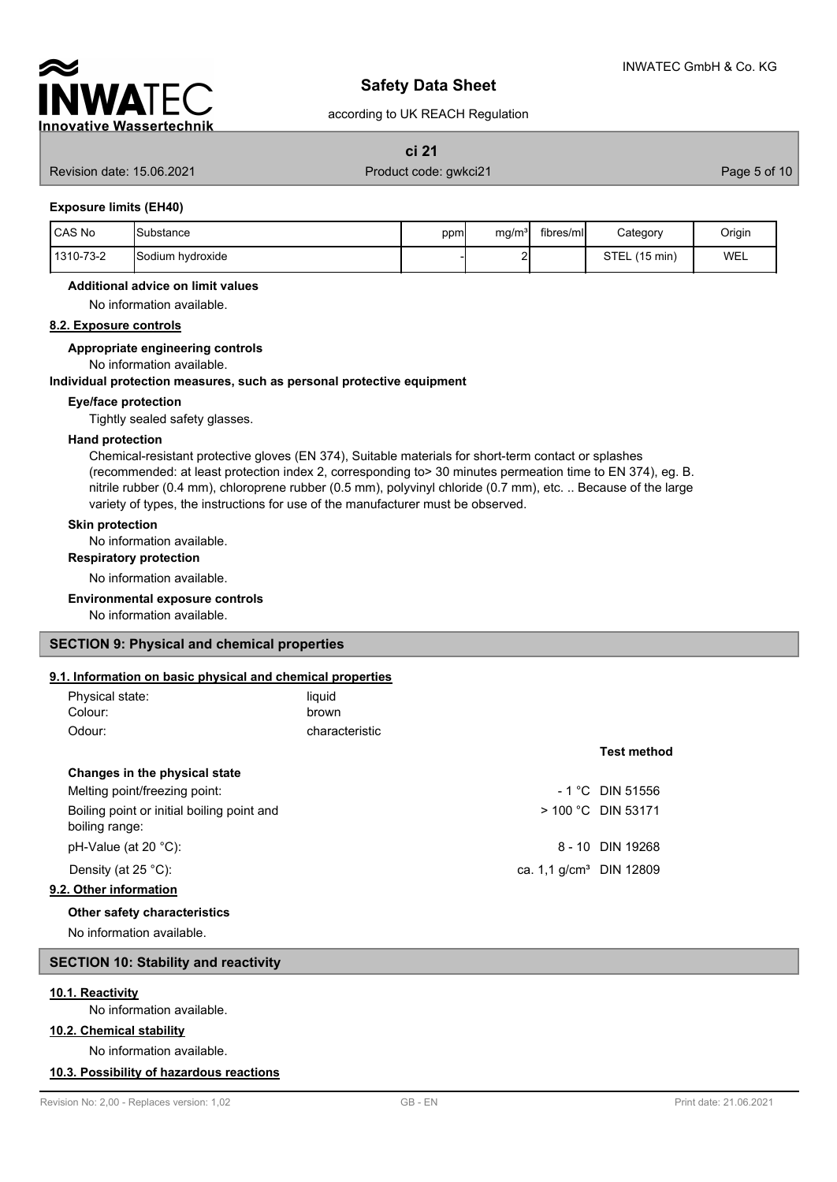#### Exposure limits (EH40)

| CAS No | Substance | ppm | mg/m³ | fibres/ml | Category | Origin |
|---|---|---|---|---|---|---|
| 1310-73-2 | Sodium hydroxide | - | 2 | | STEL (15 min) | WEL |

**Additional advice on limit values**

No information available.

### 8.2. Exposure controls

**Appropriate engineering controls**

No information available.

**Individual protection measures, such as personal protective equipment**

**Eye/face protection**

Tightly sealed safety glasses.

**Hand protection**

Chemical-resistant protective gloves (EN 374), Suitable materials for short-term contact or splashes (recommended: at least protection index 2, corresponding to> 30 minutes permeation time to EN 374), eg. B. nitrile rubber (0.4 mm), chloroprene rubber (0.5 mm), polyvinyl chloride (0.7 mm), etc. .. Because of the large variety of types, the instructions for use of the manufacturer must be observed.

**Skin protection**

No information available.

**Respiratory protection**

No information available.

**Environmental exposure controls**

No information available.

## SECTION 9: Physical and chemical properties

### 9.1. Information on basic physical and chemical properties

Physical state: liquid

Colour: brown

Odour: characteristic

| | | Test method |
|---|---|---|
| **Changes in the physical state** | | |
| Melting point/freezing point: | - 1 °C | DIN 51556 |
| Boiling point or initial boiling point and boiling range: | > 100 °C | DIN 53171 |
| pH-Value (at 20 °C): | 8 - 10 | DIN 19268 |
| Density (at 25 °C): | ca. 1,1 g/cm³ | DIN 12809 |

### 9.2. Other information

**Other safety characteristics**

No information available.

## SECTION 10: Stability and reactivity

### 10.1. Reactivity

No information available.

### 10.2. Chemical stability

No information available.

### 10.3. Possibility of hazardous reactions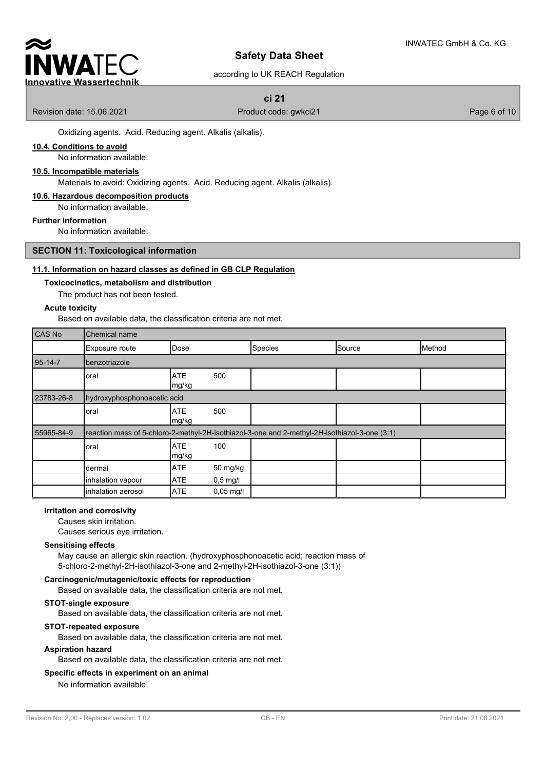Oxidizing agents. Acid. Reducing agent. Alkalis (alkalis).

**10.4. Conditions to avoid**

No information available.

**10.5. Incompatible materials**

Materials to avoid: Oxidizing agents. Acid. Reducing agent. Alkalis (alkalis).

**10.6. Hazardous decomposition products**

No information available.

**Further information**

No information available.

## SECTION 11: Toxicological information

**11.1. Information on hazard classes as defined in GB CLP Regulation**

**Toxicocinetics, metabolism and distribution**

The product has not been tested.

**Acute toxicity**

Based on available data, the classification criteria are not met.

| CAS No | Chemical name | | | | | |
|---|---|---|---|---|---|---|
| | Exposure route | Dose | | Species | Source | Method |
| 95-14-7 | benzotriazole | | | | | |
| | oral | ATE | 500 mg/kg | | | |
| 23783-26-8 | hydroxyphosphonoacetic acid | | | | | |
| | oral | ATE | 500 mg/kg | | | |
| 55965-84-9 | reaction mass of 5-chloro-2-methyl-2H-isothiazol-3-one and 2-methyl-2H-isothiazol-3-one (3:1) | | | | | |
| | oral | ATE | 100 mg/kg | | | |
| | dermal | ATE | 50 mg/kg | | | |
| | inhalation vapour | ATE | 0,5 mg/l | | | |
| | inhalation aerosol | ATE | 0,05 mg/l | | | |

**Irritation and corrosivity**

Causes skin irritation.
Causes serious eye irritation.

**Sensitising effects**

May cause an allergic skin reaction. (hydroxyphosphonoacetic acid; reaction mass of 5-chloro-2-methyl-2H-isothiazol-3-one and 2-methyl-2H-isothiazol-3-one (3:1))

**Carcinogenic/mutagenic/toxic effects for reproduction**

Based on available data, the classification criteria are not met.

**STOT-single exposure**

Based on available data, the classification criteria are not met.

**STOT-repeated exposure**

Based on available data, the classification criteria are not met.

**Aspiration hazard**

Based on available data, the classification criteria are not met.

**Specific effects in experiment on an animal**

No information available.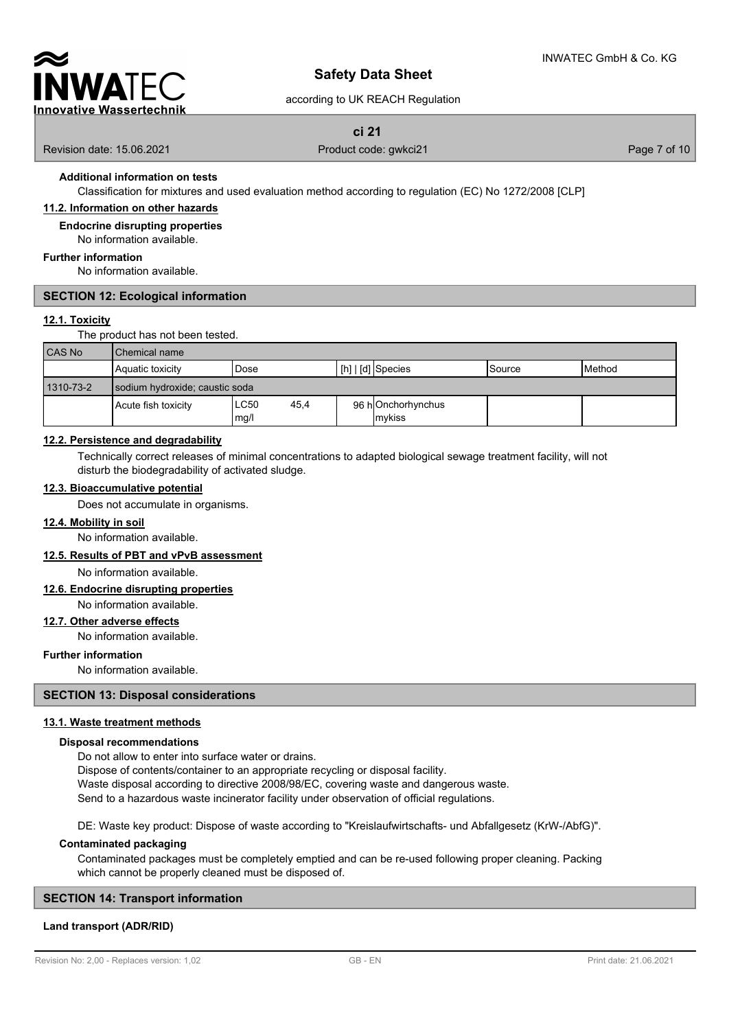**Additional information on tests**

Classification for mixtures and used evaluation method according to regulation (EC) No 1272/2008 [CLP]

### 11.2. Information on other hazards

**Endocrine disrupting properties**

No information available.

**Further information**

No information available.

## SECTION 12: Ecological information

### 12.1. Toxicity

The product has not been tested.

| CAS No | Chemical name | | | | | |
|---|---|---|---|---|---|---|
| | Aquatic toxicity | Dose | [h] \| [d] | Species | Source | Method |
| 1310-73-2 | sodium hydroxide; caustic soda | | | | | |
| | Acute fish toxicity | LC50 45,4 mg/l | 96 h | Onchorhynchus mykiss | | |

### 12.2. Persistence and degradability

Technically correct releases of minimal concentrations to adapted biological sewage treatment facility, will not disturb the biodegradability of activated sludge.

### 12.3. Bioaccumulative potential

Does not accumulate in organisms.

### 12.4. Mobility in soil

No information available.

### 12.5. Results of PBT and vPvB assessment

No information available.

### 12.6. Endocrine disrupting properties

No information available.

### 12.7. Other adverse effects

No information available.

**Further information**

No information available.

## SECTION 13: Disposal considerations

### 13.1. Waste treatment methods

**Disposal recommendations**

Do not allow to enter into surface water or drains.
Dispose of contents/container to an appropriate recycling or disposal facility.
Waste disposal according to directive 2008/98/EC, covering waste and dangerous waste.
Send to a hazardous waste incinerator facility under observation of official regulations.

DE: Waste key product: Dispose of waste according to "Kreislaufwirtschafts- und Abfallgesetz (KrW-/AbfG)".

**Contaminated packaging**

Contaminated packages must be completely emptied and can be re-used following proper cleaning. Packing which cannot be properly cleaned must be disposed of.

## SECTION 14: Transport information

**Land transport (ADR/RID)**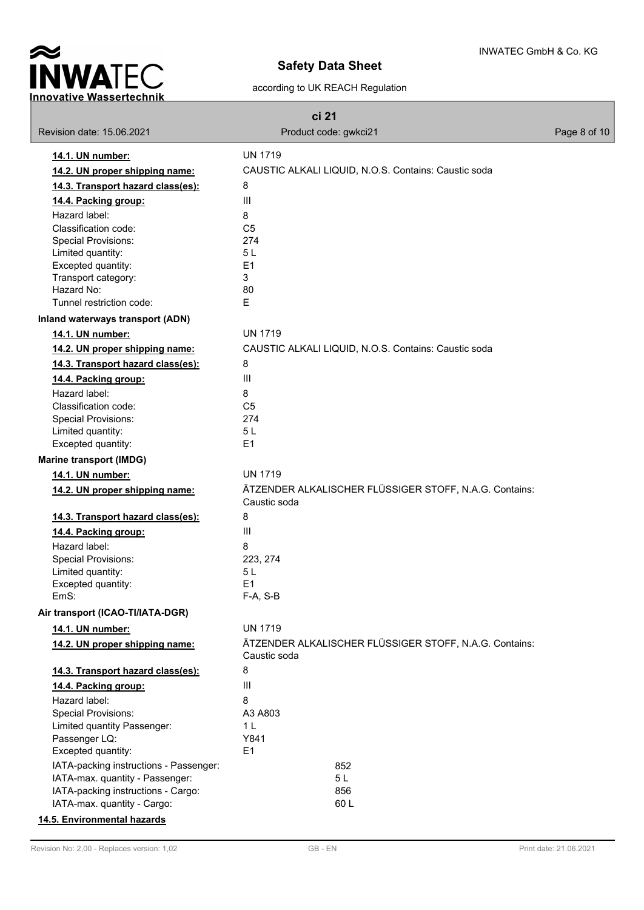| | |
|---|---|
| **14.1. UN number:** | UN 1719 |
| **14.2. UN proper shipping name:** | CAUSTIC ALKALI LIQUID, N.O.S. Contains: Caustic soda |
| **14.3. Transport hazard class(es):** | 8 |
| **14.4. Packing group:** | III |
| Hazard label: | 8 |
| Classification code: | C5 |
| Special Provisions: | 274 |
| Limited quantity: | 5 L |
| Excepted quantity: | E1 |
| Transport category: | 3 |
| Hazard No: | 80 |
| Tunnel restriction code: | E |

**Inland waterways transport (ADN)**

| | |
|---|---|
| **14.1. UN number:** | UN 1719 |
| **14.2. UN proper shipping name:** | CAUSTIC ALKALI LIQUID, N.O.S. Contains: Caustic soda |
| **14.3. Transport hazard class(es):** | 8 |
| **14.4. Packing group:** | III |
| Hazard label: | 8 |
| Classification code: | C5 |
| Special Provisions: | 274 |
| Limited quantity: | 5 L |
| Excepted quantity: | E1 |

**Marine transport (IMDG)**

| | |
|---|---|
| **14.1. UN number:** | UN 1719 |
| **14.2. UN proper shipping name:** | ÄTZENDER ALKALISCHER FLÜSSIGER STOFF, N.A.G. Contains: Caustic soda |
| **14.3. Transport hazard class(es):** | 8 |
| **14.4. Packing group:** | III |
| Hazard label: | 8 |
| Special Provisions: | 223, 274 |
| Limited quantity: | 5 L |
| Excepted quantity: | E1 |
| EmS: | F-A, S-B |

**Air transport (ICAO-TI/IATA-DGR)**

| | |
|---|---|
| **14.1. UN number:** | UN 1719 |
| **14.2. UN proper shipping name:** | ÄTZENDER ALKALISCHER FLÜSSIGER STOFF, N.A.G. Contains: Caustic soda |
| **14.3. Transport hazard class(es):** | 8 |
| **14.4. Packing group:** | III |
| Hazard label: | 8 |
| Special Provisions: | A3 A803 |
| Limited quantity Passenger: | 1 L |
| Passenger LQ: | Y841 |
| Excepted quantity: | E1 |
| IATA-packing instructions - Passenger: | 852 |
| IATA-max. quantity - Passenger: | 5 L |
| IATA-packing instructions - Cargo: | 856 |
| IATA-max. quantity - Cargo: | 60 L |

**14.5. Environmental hazards**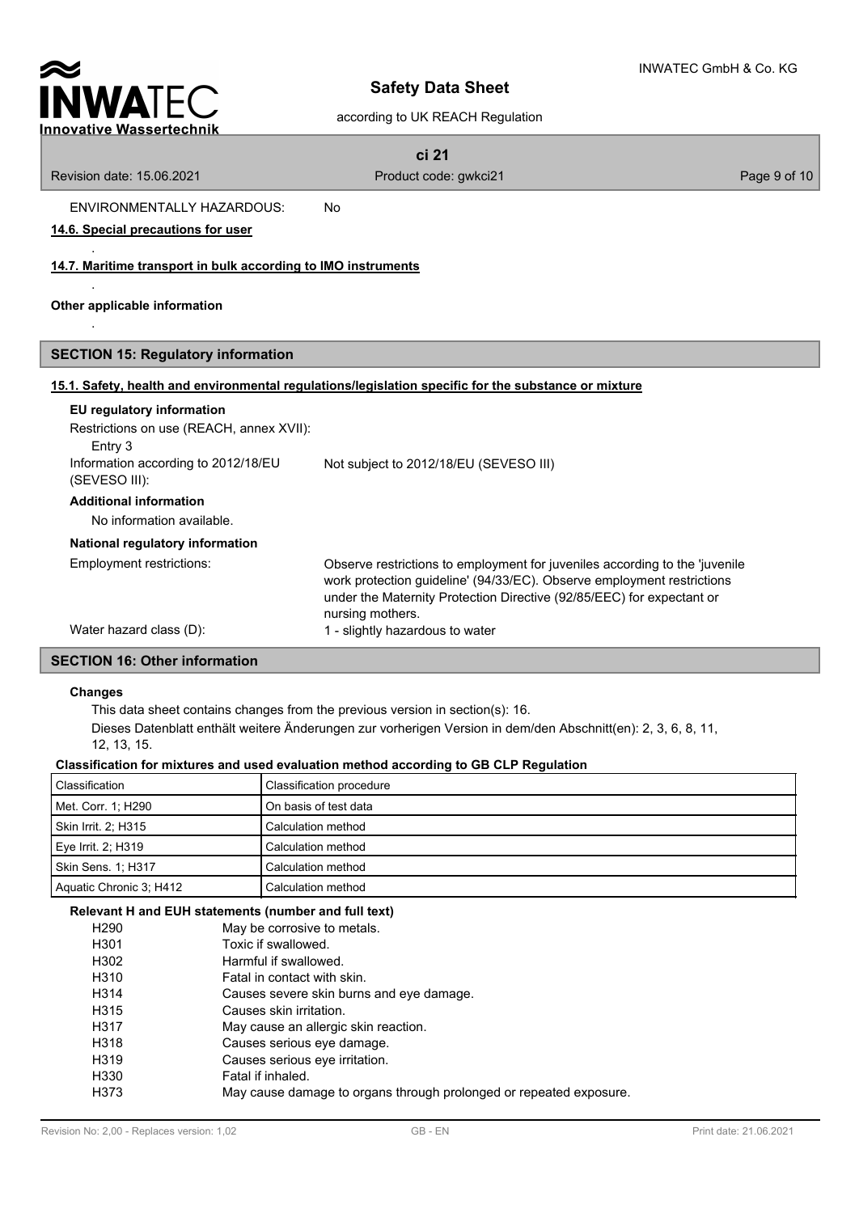ENVIRONMENTALLY HAZARDOUS: No

**14.6. Special precautions for user**

.

**14.7. Maritime transport in bulk according to IMO instruments**

.

**Other applicable information**

.

## SECTION 15: Regulatory information

**15.1. Safety, health and environmental regulations/legislation specific for the substance or mixture**

**EU regulatory information**

Restrictions on use (REACH, annex XVII):
Entry 3

Information according to 2012/18/EU (SEVESO III): Not subject to 2012/18/EU (SEVESO III)

**Additional information**

No information available.

**National regulatory information**

Employment restrictions: Observe restrictions to employment for juveniles according to the 'juvenile work protection guideline' (94/33/EC). Observe employment restrictions under the Maternity Protection Directive (92/85/EEC) for expectant or nursing mothers.

Water hazard class (D): 1 - slightly hazardous to water

## SECTION 16: Other information

**Changes**

This data sheet contains changes from the previous version in section(s): 16.

Dieses Datenblatt enthält weitere Änderungen zur vorherigen Version in dem/den Abschnitt(en): 2, 3, 6, 8, 11, 12, 13, 15.

**Classification for mixtures and used evaluation method according to GB CLP Regulation**

| Classification | Classification procedure |
|---|---|
| Met. Corr. 1; H290 | On basis of test data |
| Skin Irrit. 2; H315 | Calculation method |
| Eye Irrit. 2; H319 | Calculation method |
| Skin Sens. 1; H317 | Calculation method |
| Aquatic Chronic 3; H412 | Calculation method |

**Relevant H and EUH statements (number and full text)**

| | |
|---|---|
| H290 | May be corrosive to metals. |
| H301 | Toxic if swallowed. |
| H302 | Harmful if swallowed. |
| H310 | Fatal in contact with skin. |
| H314 | Causes severe skin burns and eye damage. |
| H315 | Causes skin irritation. |
| H317 | May cause an allergic skin reaction. |
| H318 | Causes serious eye damage. |
| H319 | Causes serious eye irritation. |
| H330 | Fatal if inhaled. |
| H373 | May cause damage to organs through prolonged or repeated exposure. |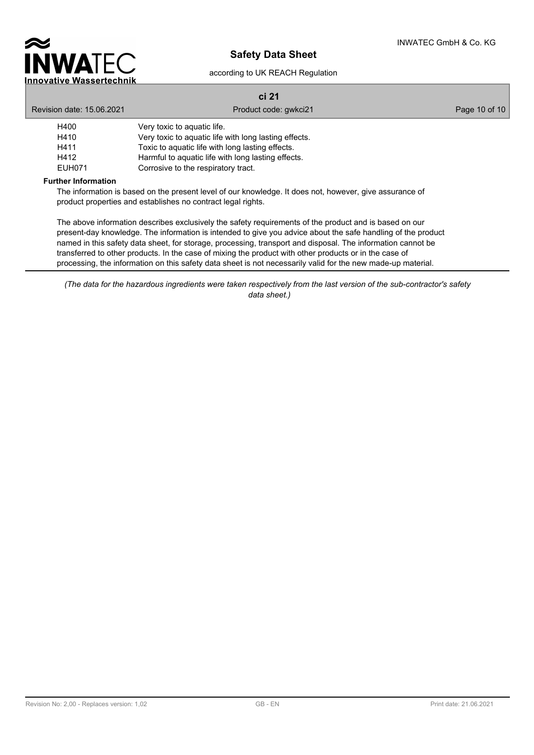| | |
|---|---|
| H400 | Very toxic to aquatic life. |
| H410 | Very toxic to aquatic life with long lasting effects. |
| H411 | Toxic to aquatic life with long lasting effects. |
| H412 | Harmful to aquatic life with long lasting effects. |
| EUH071 | Corrosive to the respiratory tract. |

**Further Information**

The information is based on the present level of our knowledge. It does not, however, give assurance of product properties and establishes no contract legal rights.

The above information describes exclusively the safety requirements of the product and is based on our present-day knowledge. The information is intended to give you advice about the safe handling of the product named in this safety data sheet, for storage, processing, transport and disposal. The information cannot be transferred to other products. In the case of mixing the product with other products or in the case of processing, the information on this safety data sheet is not necessarily valid for the new made-up material.

*(The data for the hazardous ingredients were taken respectively from the last version of the sub-contractor's safety data sheet.)*